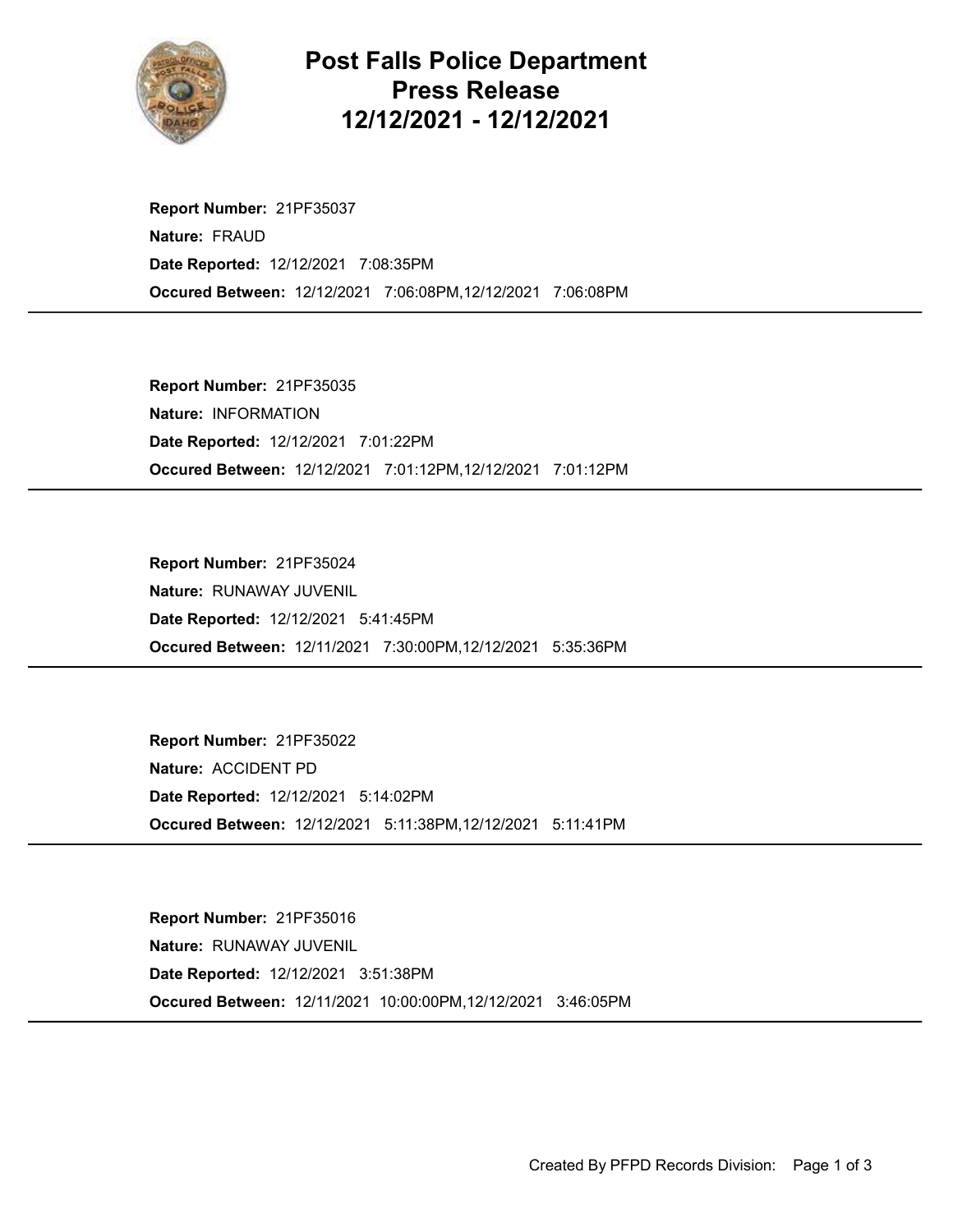# Post Falls Police Department
# Press Release
# 12/12/2021 - 12/12/2021

**Report Number:** 21PF35037
**Nature:** FRAUD
**Date Reported:** 12/12/2021 7:08:35PM
**Occured Between:** 12/12/2021 7:06:08PM,12/12/2021 7:06:08PM

---

**Report Number:** 21PF35035
**Nature:** INFORMATION
**Date Reported:** 12/12/2021 7:01:22PM
**Occured Between:** 12/12/2021 7:01:12PM,12/12/2021 7:01:12PM

---

**Report Number:** 21PF35024
**Nature:** RUNAWAY JUVENIL
**Date Reported:** 12/12/2021 5:41:45PM
**Occured Between:** 12/11/2021 7:30:00PM,12/12/2021 5:35:36PM

---

**Report Number:** 21PF35022
**Nature:** ACCIDENT PD
**Date Reported:** 12/12/2021 5:14:02PM
**Occured Between:** 12/12/2021 5:11:38PM,12/12/2021 5:11:41PM

---

**Report Number:** 21PF35016
**Nature:** RUNAWAY JUVENIL
**Date Reported:** 12/12/2021 3:51:38PM
**Occured Between:** 12/11/2021 10:00:00PM,12/12/2021 3:46:05PM

---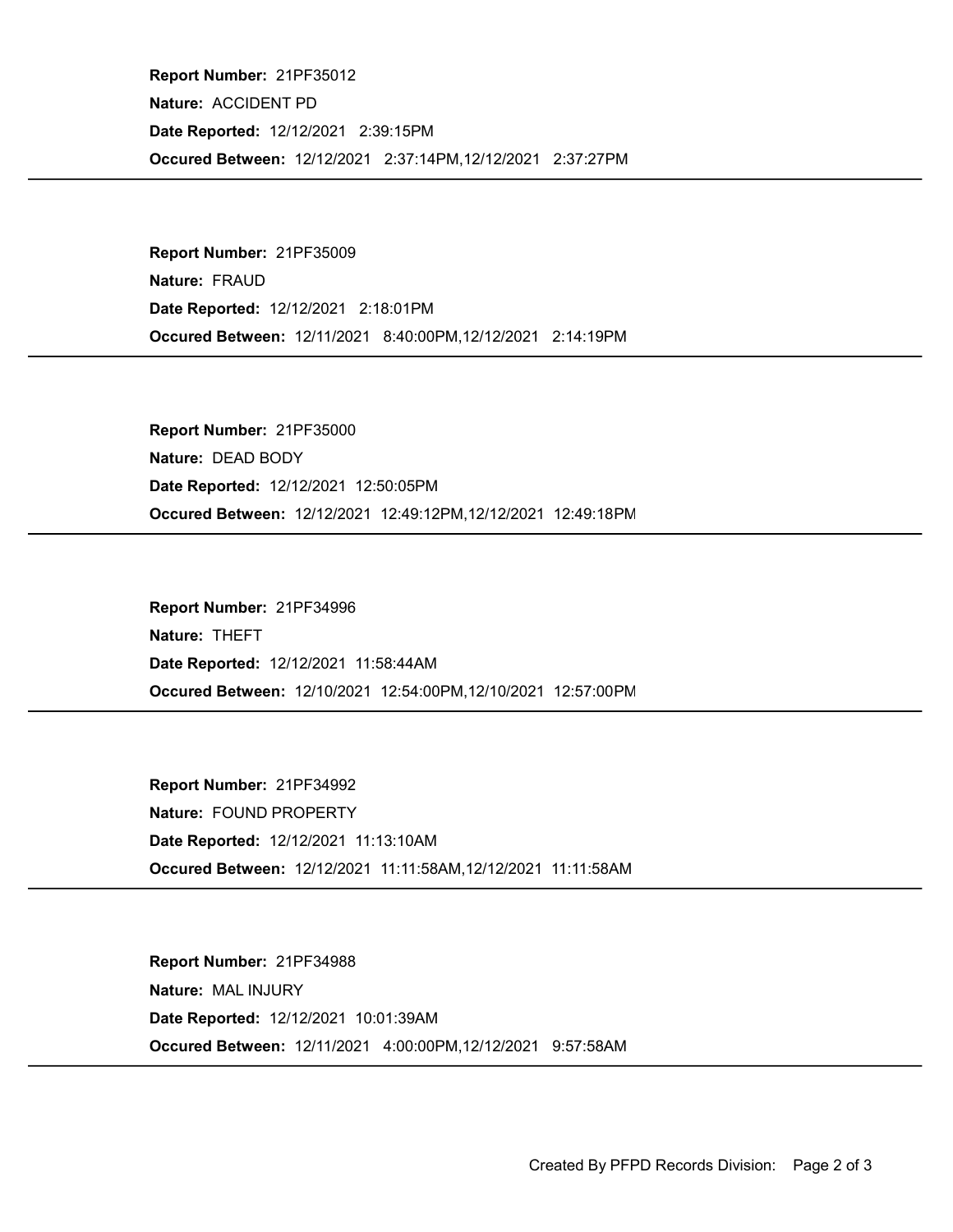**Report Number:** 21PF35012
**Nature:** ACCIDENT PD
**Date Reported:** 12/12/2021 2:39:15PM
**Occured Between:** 12/12/2021 2:37:14PM,12/12/2021 2:37:27PM

---

**Report Number:** 21PF35009
**Nature:** FRAUD
**Date Reported:** 12/12/2021 2:18:01PM
**Occured Between:** 12/11/2021 8:40:00PM,12/12/2021 2:14:19PM

---

**Report Number:** 21PF35000
**Nature:** DEAD BODY
**Date Reported:** 12/12/2021 12:50:05PM
**Occured Between:** 12/12/2021 12:49:12PM,12/12/2021 12:49:18PM

---

**Report Number:** 21PF34996
**Nature:** THEFT
**Date Reported:** 12/12/2021 11:58:44AM
**Occured Between:** 12/10/2021 12:54:00PM,12/10/2021 12:57:00PM

---

**Report Number:** 21PF34992
**Nature:** FOUND PROPERTY
**Date Reported:** 12/12/2021 11:13:10AM
**Occured Between:** 12/12/2021 11:11:58AM,12/12/2021 11:11:58AM

---

**Report Number:** 21PF34988
**Nature:** MAL INJURY
**Date Reported:** 12/12/2021 10:01:39AM
**Occured Between:** 12/11/2021 4:00:00PM,12/12/2021 9:57:58AM

---

Created By PFPD Records Division: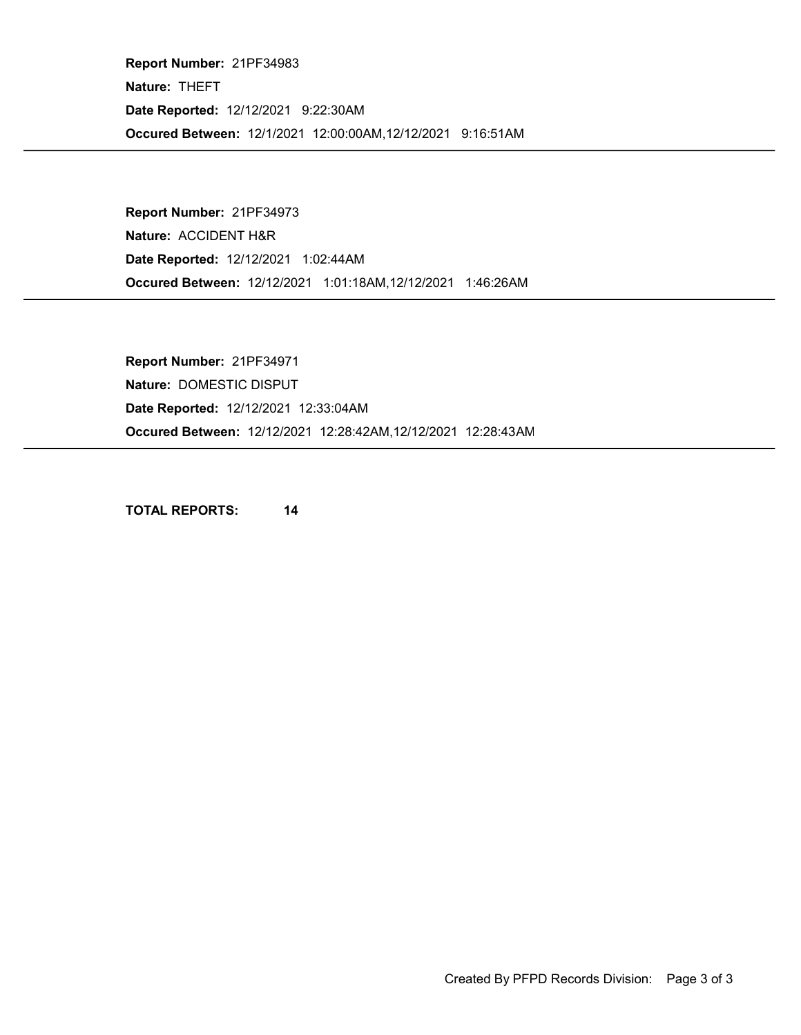**Report Number:** 21PF34983

**Nature:** THEFT

**Date Reported:** 12/12/2021 9:22:30AM

**Occured Between:** 12/1/2021 12:00:00AM,12/12/2021 9:16:51AM

---

**Report Number:** 21PF34973

**Nature:** ACCIDENT H&R

**Date Reported:** 12/12/2021 1:02:44AM

**Occured Between:** 12/12/2021 1:01:18AM,12/12/2021 1:46:26AM

---

**Report Number:** 21PF34971

**Nature:** DOMESTIC DISPUT

**Date Reported:** 12/12/2021 12:33:04AM

**Occured Between:** 12/12/2021 12:28:42AM,12/12/2021 12:28:43AM

---

**TOTAL REPORTS: 14**

Created By PFPD Records Division: